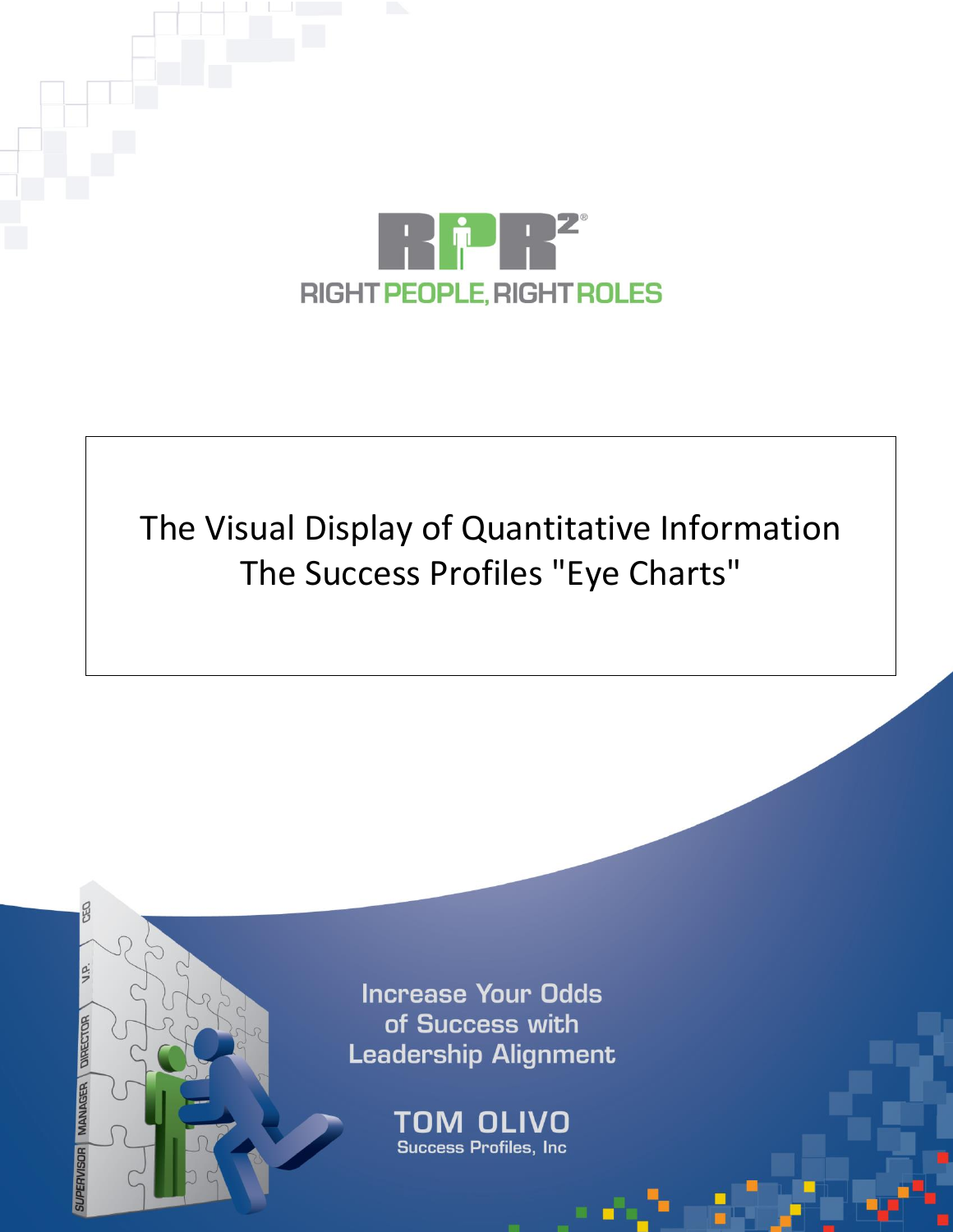RPR²®

RIGHT PEOPLE, RIGHT ROLES

# The Visual Display of Quantitative Information

# The Success Profiles "Eye Charts"

Increase Your Odds of Success with Leadership Alignment

TOM OLIVO

Success Profiles, Inc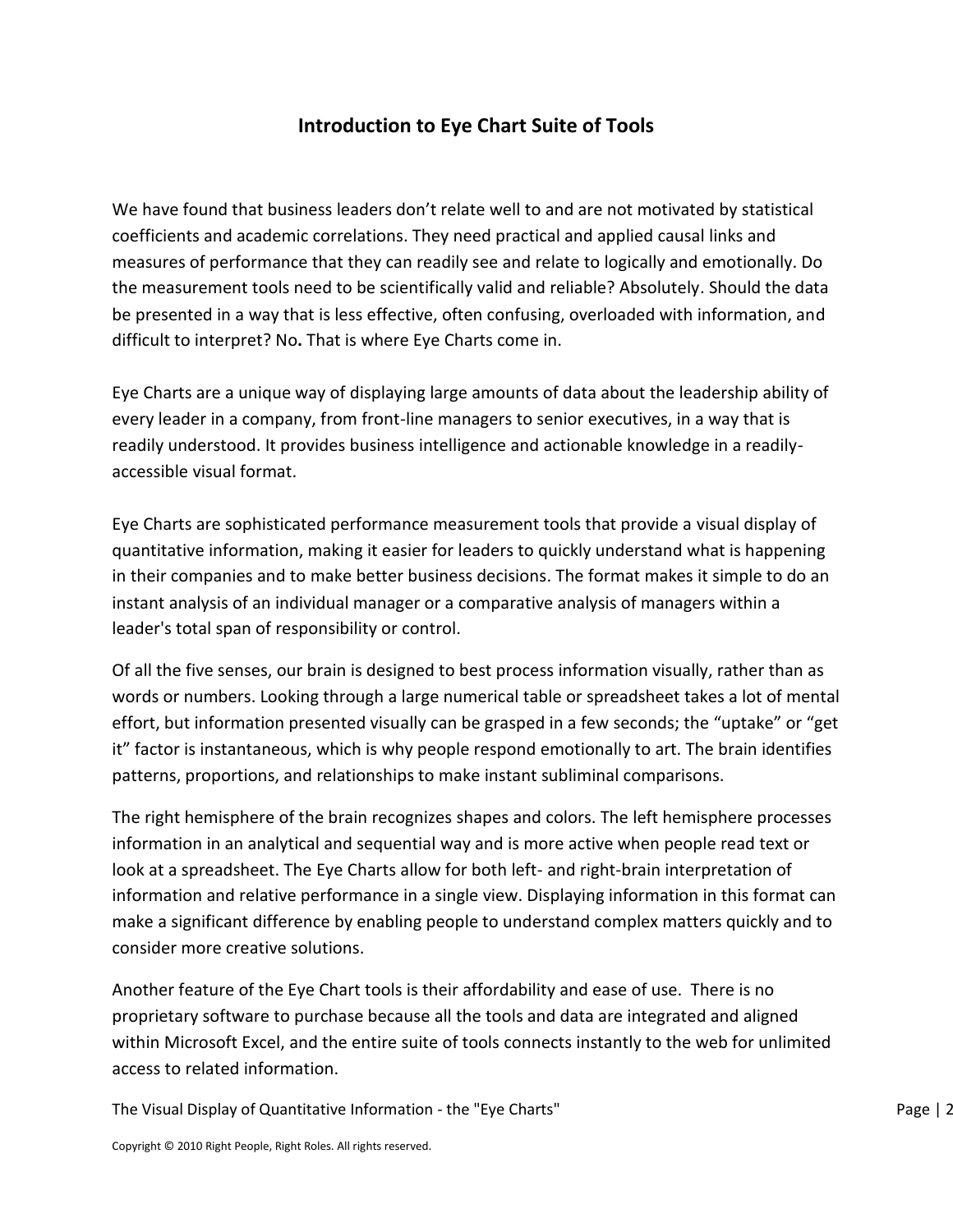# Introduction to Eye Chart Suite of Tools

We have found that business leaders don't relate well to and are not motivated by statistical coefficients and academic correlations. They need practical and applied causal links and measures of performance that they can readily see and relate to logically and emotionally. Do the measurement tools need to be scientifically valid and reliable? Absolutely. Should the data be presented in a way that is less effective, often confusing, overloaded with information, and difficult to interpret? No**.** That is where Eye Charts come in.

Eye Charts are a unique way of displaying large amounts of data about the leadership ability of every leader in a company, from front-line managers to senior executives, in a way that is readily understood. It provides business intelligence and actionable knowledge in a readily-accessible visual format.

Eye Charts are sophisticated performance measurement tools that provide a visual display of quantitative information, making it easier for leaders to quickly understand what is happening in their companies and to make better business decisions. The format makes it simple to do an instant analysis of an individual manager or a comparative analysis of managers within a leader's total span of responsibility or control.

Of all the five senses, our brain is designed to best process information visually, rather than as words or numbers. Looking through a large numerical table or spreadsheet takes a lot of mental effort, but information presented visually can be grasped in a few seconds; the "uptake" or "get it" factor is instantaneous, which is why people respond emotionally to art. The brain identifies patterns, proportions, and relationships to make instant subliminal comparisons.

The right hemisphere of the brain recognizes shapes and colors. The left hemisphere processes information in an analytical and sequential way and is more active when people read text or look at a spreadsheet. The Eye Charts allow for both left- and right-brain interpretation of information and relative performance in a single view. Displaying information in this format can make a significant difference by enabling people to understand complex matters quickly and to consider more creative solutions.

Another feature of the Eye Chart tools is their affordability and ease of use. There is no proprietary software to purchase because all the tools and data are integrated and aligned within Microsoft Excel, and the entire suite of tools connects instantly to the web for unlimited access to related information.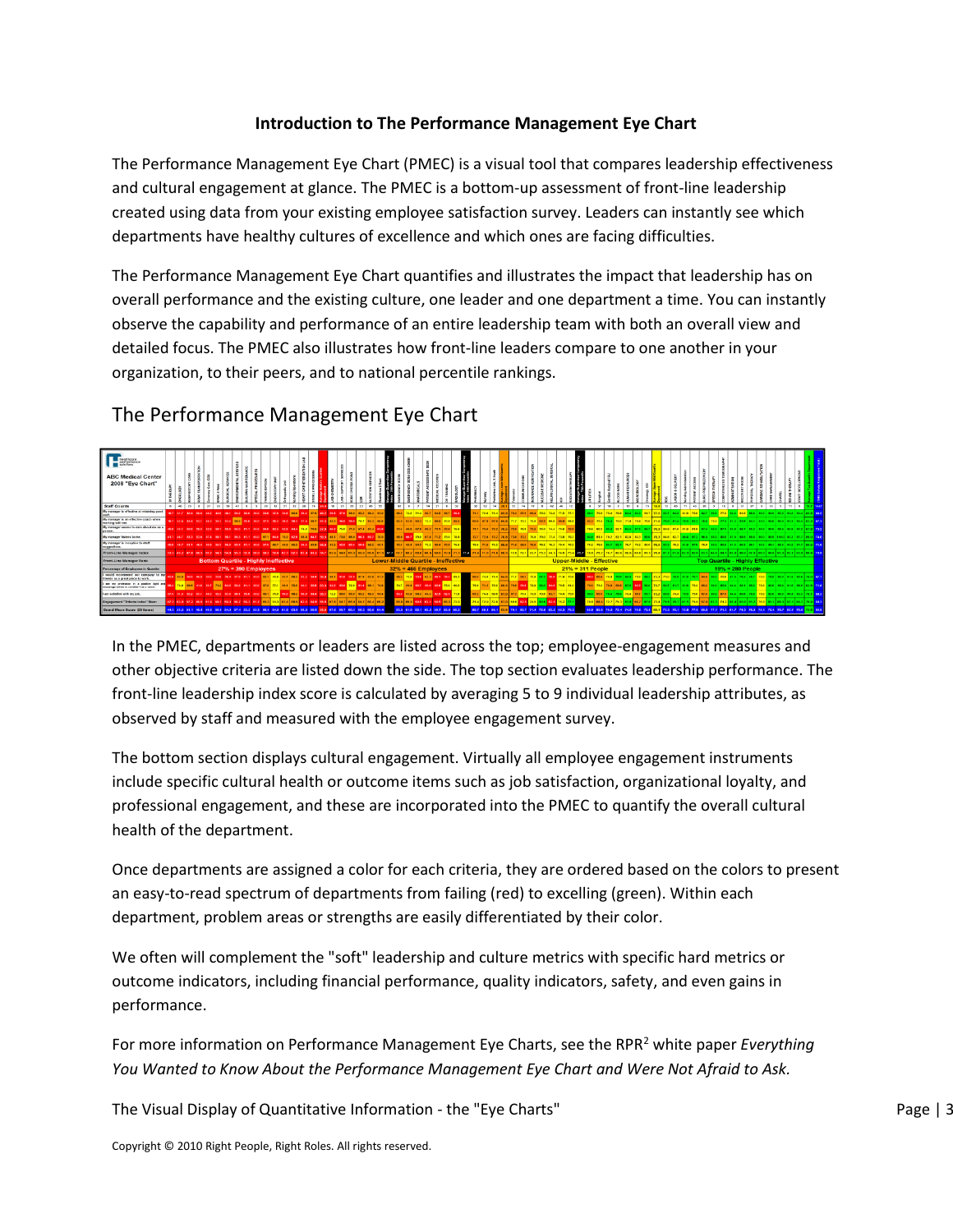**Introduction to The Performance Management Eye Chart**

The Performance Management Eye Chart (PMEC) is a visual tool that compares leadership effectiveness and cultural engagement at glance. The PMEC is a bottom-up assessment of front-line leadership created using data from your existing employee satisfaction survey. Leaders can instantly see which departments have healthy cultures of excellence and which ones are facing difficulties.

The Performance Management Eye Chart quantifies and illustrates the impact that leadership has on overall performance and the existing culture, one leader and one department a time. You can instantly observe the capability and performance of an entire leadership team with both an overall view and detailed focus. The PMEC also illustrates how front-line leaders compare to one another in your organization, to their peers, and to national percentile rankings.

## The Performance Management Eye Chart

In the PMEC, departments or leaders are listed across the top; employee-engagement measures and other objective criteria are listed down the side. The top section evaluates leadership performance. The front-line leadership index score is calculated by averaging 5 to 9 individual leadership attributes, as observed by staff and measured with the employee engagement survey.

The bottom section displays cultural engagement. Virtually all employee engagement instruments include specific cultural health or outcome items such as job satisfaction, organizational loyalty, and professional engagement, and these are incorporated into the PMEC to quantify the overall cultural health of the department.

Once departments are assigned a color for each criteria, they are ordered based on the colors to present an easy-to-read spectrum of departments from failing (red) to excelling (green). Within each department, problem areas or strengths are easily differentiated by their color.

We often will complement the "soft" leadership and culture metrics with specific hard metrics or outcome indicators, including financial performance, quality indicators, safety, and even gains in performance.

For more information on Performance Management Eye Charts, see the RPR[2] white paper *Everything You Wanted to Know About the Performance Management Eye Chart and Were Not Afraid to Ask.*

The Visual Display of Quantitative Information - the "Eye Charts"

Copyright © 2010 Right People, Right Roles. All rights reserved.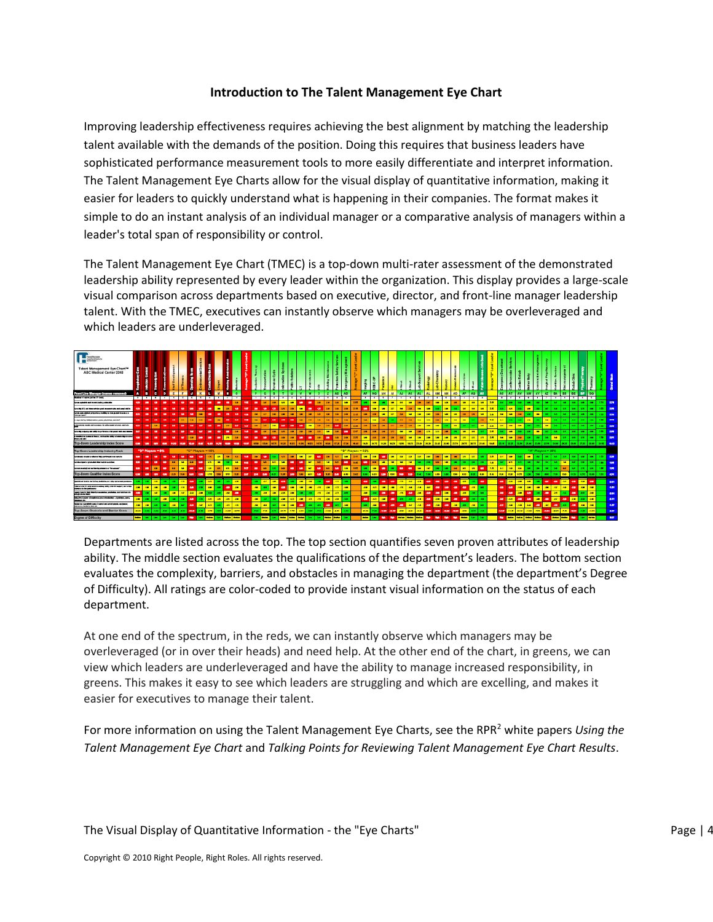### Introduction to The Talent Management Eye Chart

Improving leadership effectiveness requires achieving the best alignment by matching the leadership talent available with the demands of the position. Doing this requires that business leaders have sophisticated performance measurement tools to more easily differentiate and interpret information. The Talent Management Eye Charts allow for the visual display of quantitative information, making it easier for leaders to quickly understand what is happening in their companies. The format makes it simple to do an instant analysis of an individual manager or a comparative analysis of managers within a leader's total span of responsibility or control.

The Talent Management Eye Chart (TMEC) is a top-down multi-rater assessment of the demonstrated leadership ability represented by every leader within the organization. This display provides a large-scale visual comparison across departments based on executive, director, and front-line manager leadership talent. With the TMEC, executives can instantly observe which managers may be overleveraged and which leaders are underleveraged.

Departments are listed across the top. The top section quantifies seven proven attributes of leadership ability. The middle section evaluates the qualifications of the department's leaders. The bottom section evaluates the complexity, barriers, and obstacles in managing the department (the department's Degree of Difficulty). All ratings are color-coded to provide instant visual information on the status of each department.

At one end of the spectrum, in the reds, we can instantly observe which managers may be overleveraged (or in over their heads) and need help. At the other end of the chart, in greens, we can view which leaders are underleveraged and have the ability to manage increased responsibility, in greens. This makes it easy to see which leaders are struggling and which are excelling, and makes it easier for executives to manage their talent.

For more information on using the Talent Management Eye Charts, see the RPR[2] white papers *Using the Talent Management Eye Chart* and *Talking Points for Reviewing Talent Management Eye Chart Results*.

Copyright © 2010 Right People, Right Roles. All rights reserved.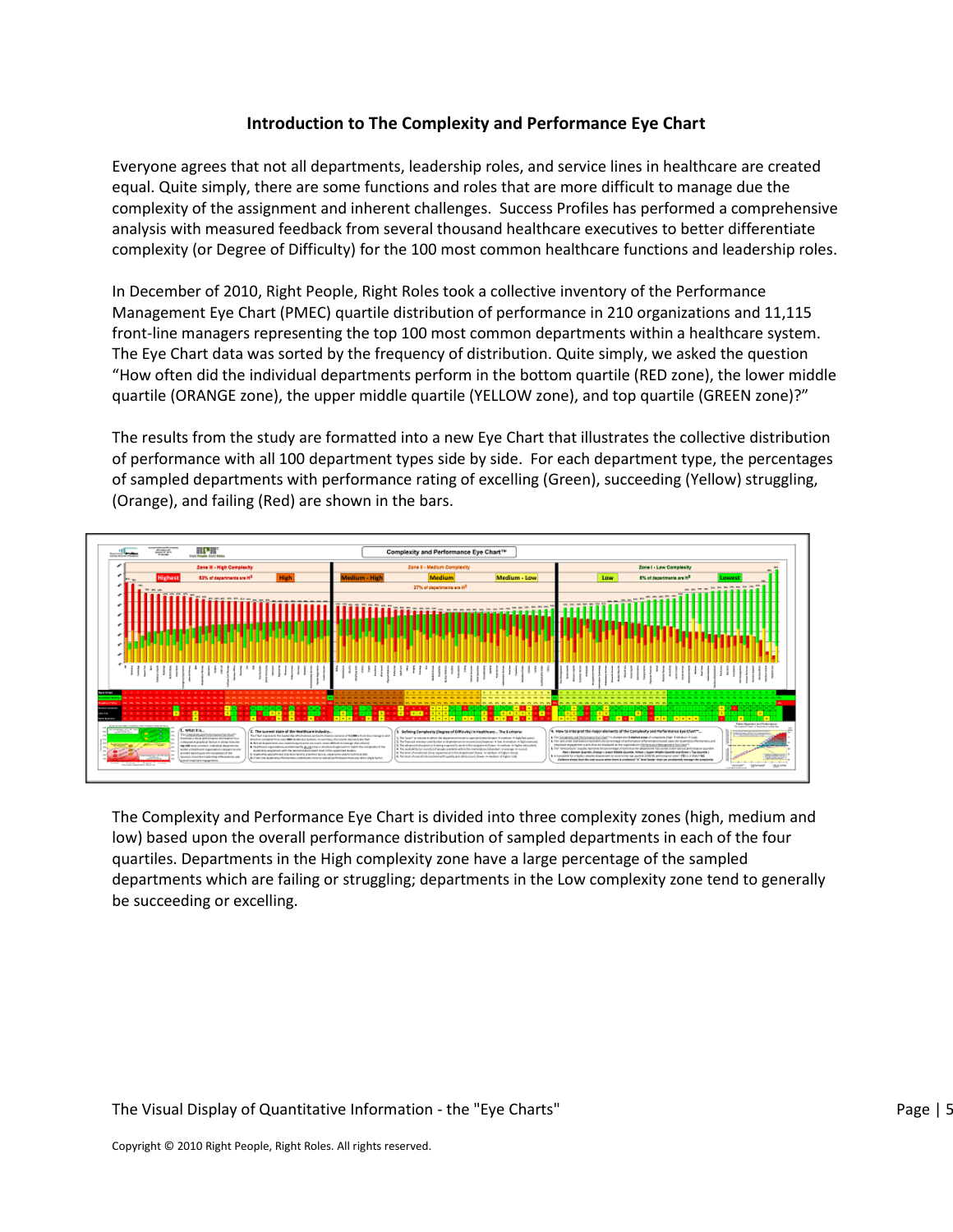## Introduction to The Complexity and Performance Eye Chart

Everyone agrees that not all departments, leadership roles, and service lines in healthcare are created equal. Quite simply, there are some functions and roles that are more difficult to manage due the complexity of the assignment and inherent challenges. Success Profiles has performed a comprehensive analysis with measured feedback from several thousand healthcare executives to better differentiate complexity (or Degree of Difficulty) for the 100 most common healthcare functions and leadership roles.

In December of 2010, Right People, Right Roles took a collective inventory of the Performance Management Eye Chart (PMEC) quartile distribution of performance in 210 organizations and 11,115 front-line managers representing the top 100 most common departments within a healthcare system. The Eye Chart data was sorted by the frequency of distribution. Quite simply, we asked the question "How often did the individual departments perform in the bottom quartile (RED zone), the lower middle quartile (ORANGE zone), the upper middle quartile (YELLOW zone), and top quartile (GREEN zone)?"

The results from the study are formatted into a new Eye Chart that illustrates the collective distribution of performance with all 100 department types side by side. For each department type, the percentages of sampled departments with performance rating of excelling (Green), succeeding (Yellow) struggling, (Orange), and failing (Red) are shown in the bars.

The Complexity and Performance Eye Chart is divided into three complexity zones (high, medium and low) based upon the overall performance distribution of sampled departments in each of the four quartiles. Departments in the High complexity zone have a large percentage of the sampled departments which are failing or struggling; departments in the Low complexity zone tend to generally be succeeding or excelling.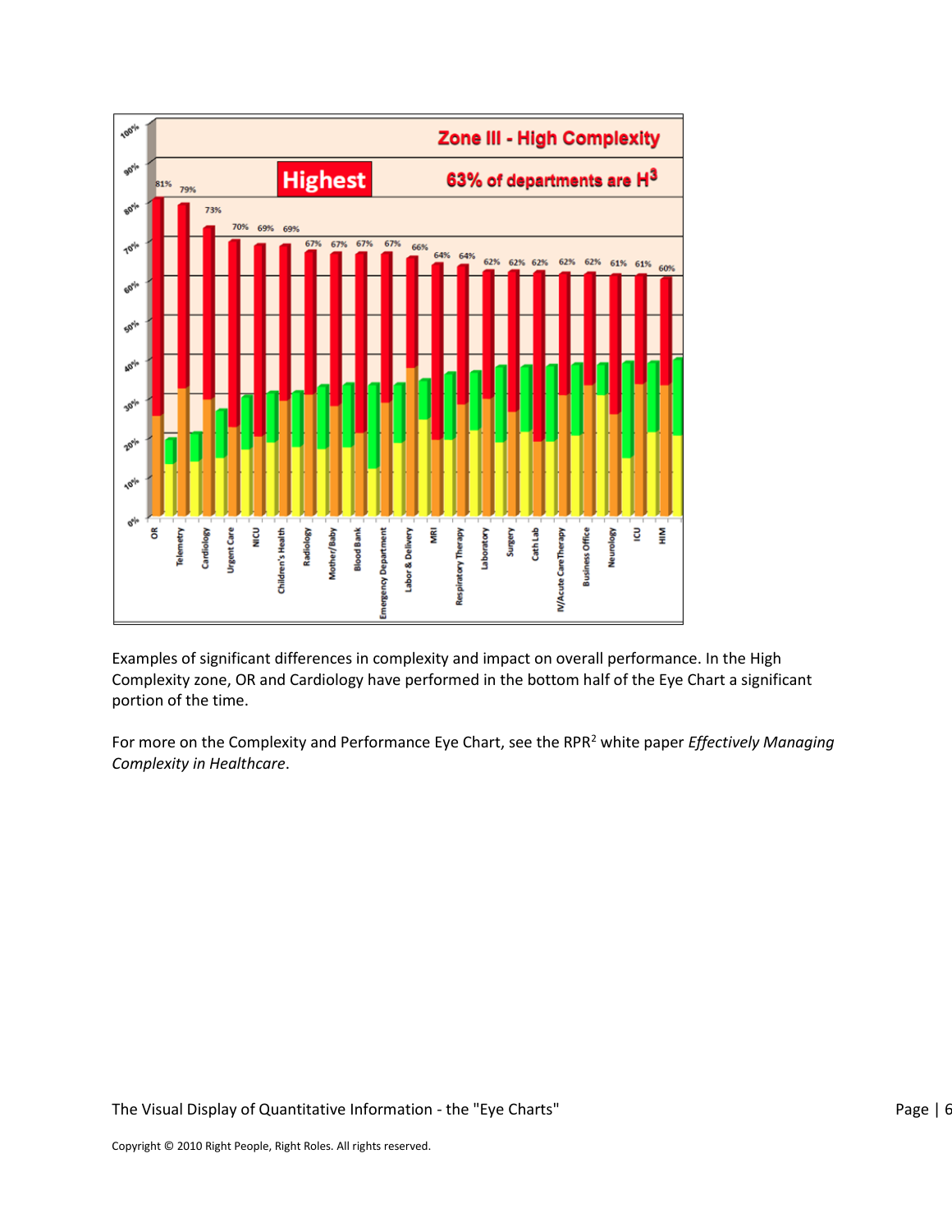Examples of significant differences in complexity and impact on overall performance. In the High Complexity zone, OR and Cardiology have performed in the bottom half of the Eye Chart a significant portion of the time.

For more on the Complexity and Performance Eye Chart, see the RPR[2] white paper *Effectively Managing Complexity in Healthcare*.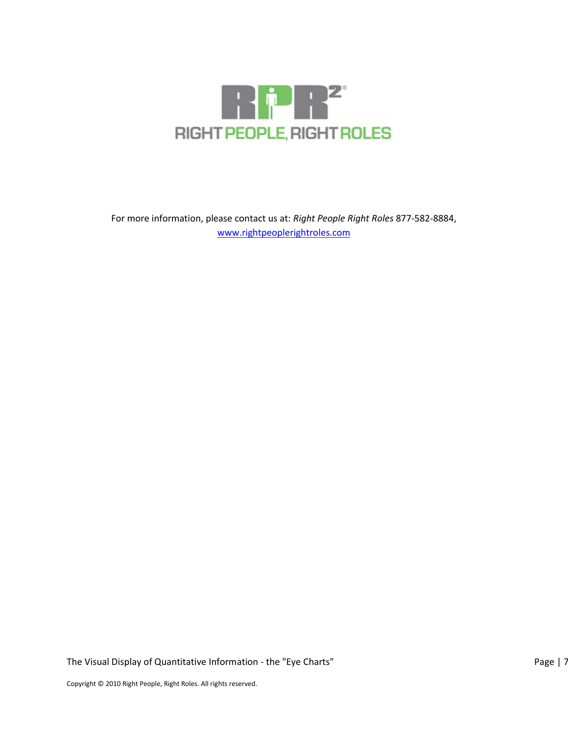RPR²

RIGHT PEOPLE, RIGHT ROLES

For more information, please contact us at: *Right People Right Roles* 877-582-8884, [www.rightpeoplerightroles.com](http://www.rightpeoplerightroles.com)

Copyright © 2010 Right People, Right Roles. All rights reserved.